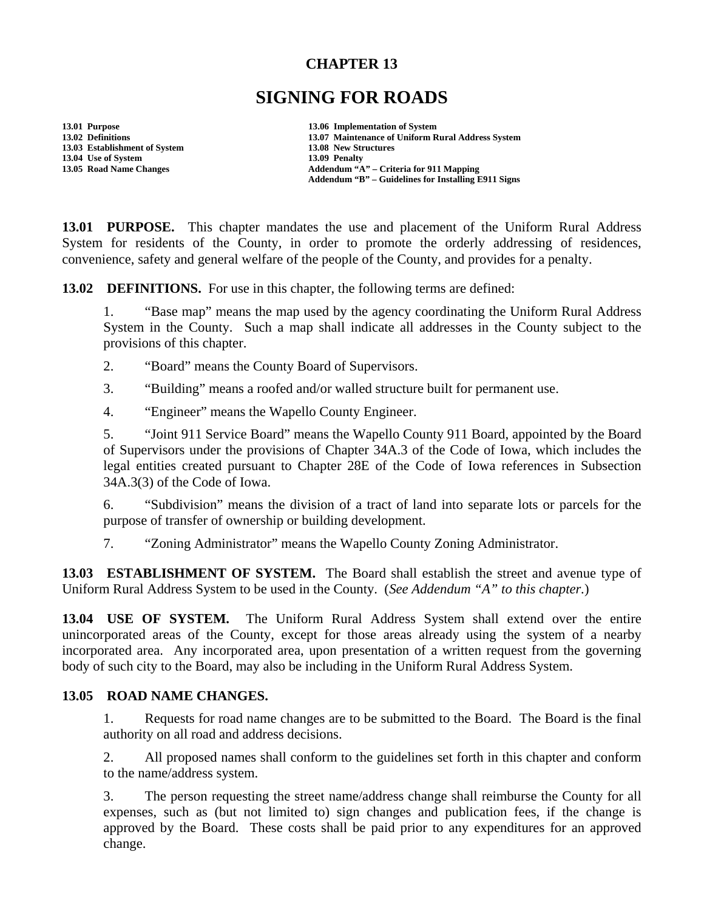# CHAPTER 13

# SIGNING FOR ROADS

**13.01 Purpose**
**13.02 Definitions**
**13.03 Establishment of System**
**13.04 Use of System**
**13.05 Road Name Changes**
**13.06 Implementation of System**
**13.07 Maintenance of Uniform Rural Address System**
**13.08 New Structures**
**13.09 Penalty**
**Addendum "A" – Criteria for 911 Mapping**
**Addendum "B" – Guidelines for Installing E911 Signs**

**13.01 PURPOSE.** This chapter mandates the use and placement of the Uniform Rural Address System for residents of the County, in order to promote the orderly addressing of residences, convenience, safety and general welfare of the people of the County, and provides for a penalty.

**13.02 DEFINITIONS.** For use in this chapter, the following terms are defined:

1. "Base map" means the map used by the agency coordinating the Uniform Rural Address System in the County. Such a map shall indicate all addresses in the County subject to the provisions of this chapter.

2. "Board" means the County Board of Supervisors.

3. "Building" means a roofed and/or walled structure built for permanent use.

4. "Engineer" means the Wapello County Engineer.

5. "Joint 911 Service Board" means the Wapello County 911 Board, appointed by the Board of Supervisors under the provisions of Chapter 34A.3 of the Code of Iowa, which includes the legal entities created pursuant to Chapter 28E of the Code of Iowa references in Subsection 34A.3(3) of the Code of Iowa.

6. "Subdivision" means the division of a tract of land into separate lots or parcels for the purpose of transfer of ownership or building development.

7. "Zoning Administrator" means the Wapello County Zoning Administrator.

**13.03 ESTABLISHMENT OF SYSTEM.** The Board shall establish the street and avenue type of Uniform Rural Address System to be used in the County. (*See Addendum "A" to this chapter.*)

**13.04 USE OF SYSTEM.** The Uniform Rural Address System shall extend over the entire unincorporated areas of the County, except for those areas already using the system of a nearby incorporated area. Any incorporated area, upon presentation of a written request from the governing body of such city to the Board, may also be including in the Uniform Rural Address System.

**13.05 ROAD NAME CHANGES.**

1. Requests for road name changes are to be submitted to the Board. The Board is the final authority on all road and address decisions.

2. All proposed names shall conform to the guidelines set forth in this chapter and conform to the name/address system.

3. The person requesting the street name/address change shall reimburse the County for all expenses, such as (but not limited to) sign changes and publication fees, if the change is approved by the Board. These costs shall be paid prior to any expenditures for an approved change.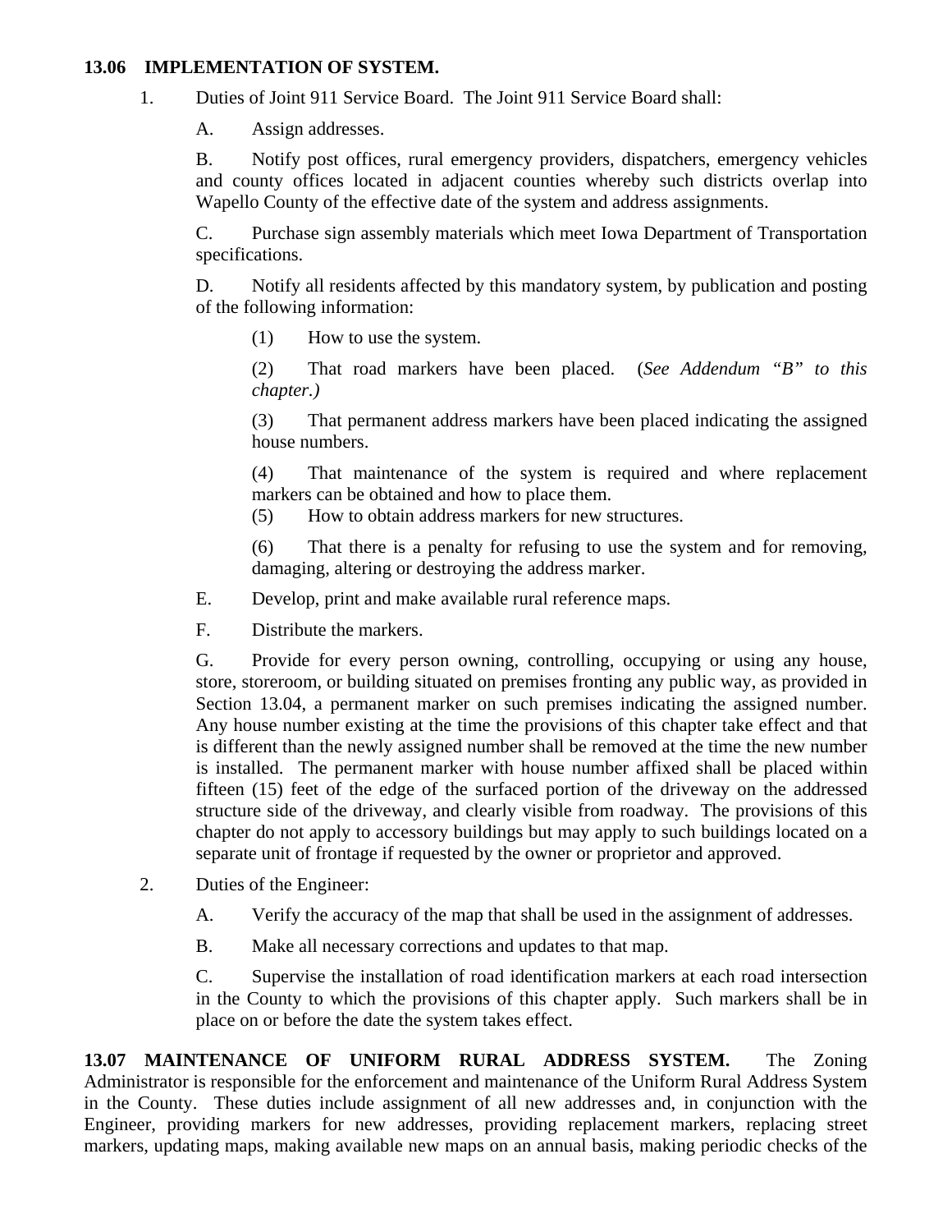**13.06 IMPLEMENTATION OF SYSTEM.**

1. Duties of Joint 911 Service Board. The Joint 911 Service Board shall:

   A. Assign addresses.

   B. Notify post offices, rural emergency providers, dispatchers, emergency vehicles and county offices located in adjacent counties whereby such districts overlap into Wapello County of the effective date of the system and address assignments.

   C. Purchase sign assembly materials which meet Iowa Department of Transportation specifications.

   D. Notify all residents affected by this mandatory system, by publication and posting of the following information:

      (1) How to use the system.

      (2) That road markers have been placed. (*See Addendum "B" to this chapter.)*

      (3) That permanent address markers have been placed indicating the assigned house numbers.

      (4) That maintenance of the system is required and where replacement markers can be obtained and how to place them.

      (5) How to obtain address markers for new structures.

      (6) That there is a penalty for refusing to use the system and for removing, damaging, altering or destroying the address marker.

   E. Develop, print and make available rural reference maps.

   F. Distribute the markers.

   G. Provide for every person owning, controlling, occupying or using any house, store, storeroom, or building situated on premises fronting any public way, as provided in Section 13.04, a permanent marker on such premises indicating the assigned number. Any house number existing at the time the provisions of this chapter take effect and that is different than the newly assigned number shall be removed at the time the new number is installed. The permanent marker with house number affixed shall be placed within fifteen (15) feet of the edge of the surfaced portion of the driveway on the addressed structure side of the driveway, and clearly visible from roadway. The provisions of this chapter do not apply to accessory buildings but may apply to such buildings located on a separate unit of frontage if requested by the owner or proprietor and approved.

2. Duties of the Engineer:

   A. Verify the accuracy of the map that shall be used in the assignment of addresses.

   B. Make all necessary corrections and updates to that map.

   C. Supervise the installation of road identification markers at each road intersection in the County to which the provisions of this chapter apply. Such markers shall be in place on or before the date the system takes effect.

**13.07 MAINTENANCE OF UNIFORM RURAL ADDRESS SYSTEM.** The Zoning Administrator is responsible for the enforcement and maintenance of the Uniform Rural Address System in the County. These duties include assignment of all new addresses and, in conjunction with the Engineer, providing markers for new addresses, providing replacement markers, replacing street markers, updating maps, making available new maps on an annual basis, making periodic checks of the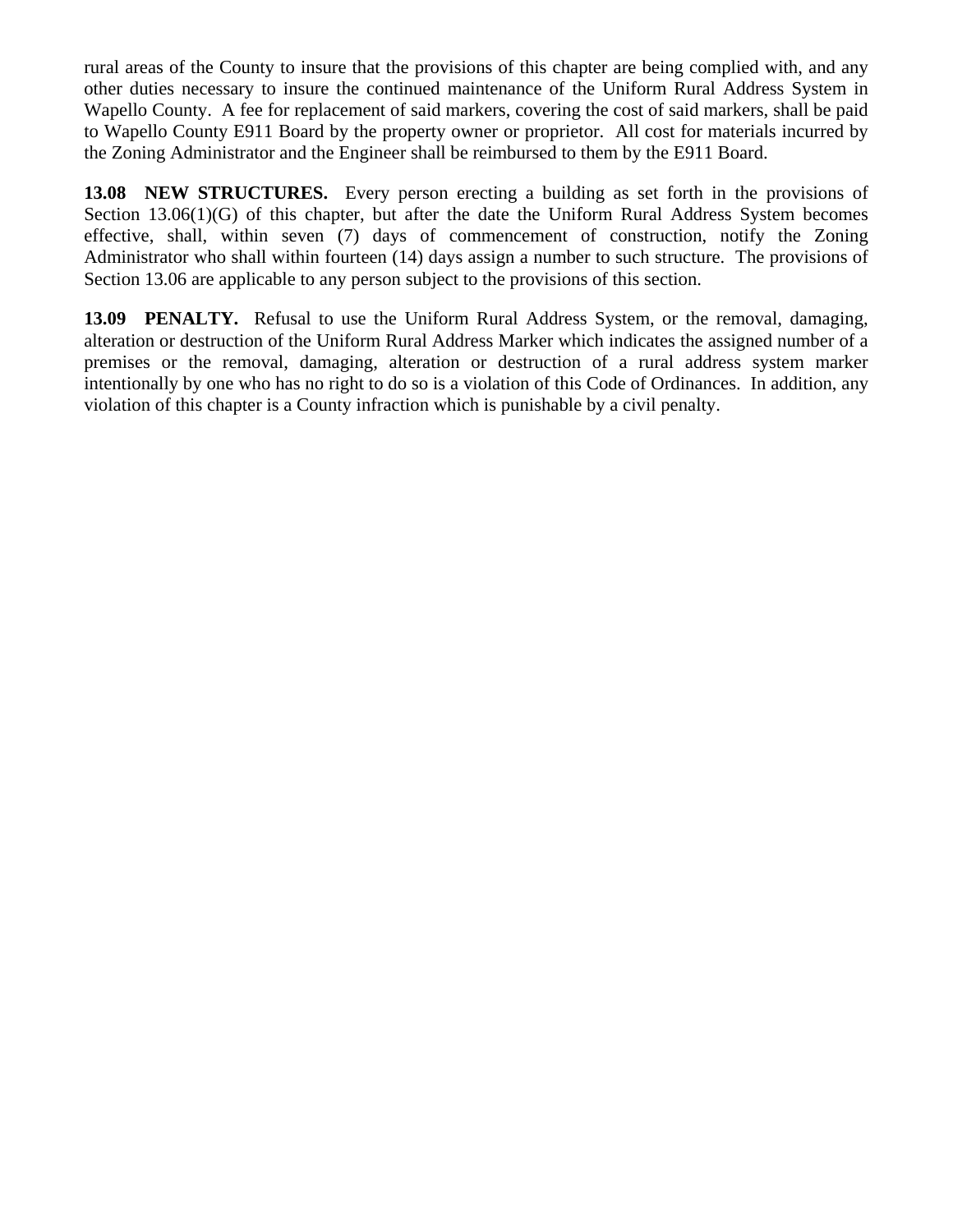rural areas of the County to insure that the provisions of this chapter are being complied with, and any other duties necessary to insure the continued maintenance of the Uniform Rural Address System in Wapello County. A fee for replacement of said markers, covering the cost of said markers, shall be paid to Wapello County E911 Board by the property owner or proprietor. All cost for materials incurred by the Zoning Administrator and the Engineer shall be reimbursed to them by the E911 Board.

**13.08 NEW STRUCTURES.** Every person erecting a building as set forth in the provisions of Section 13.06(1)(G) of this chapter, but after the date the Uniform Rural Address System becomes effective, shall, within seven (7) days of commencement of construction, notify the Zoning Administrator who shall within fourteen (14) days assign a number to such structure. The provisions of Section 13.06 are applicable to any person subject to the provisions of this section.

**13.09 PENALTY.** Refusal to use the Uniform Rural Address System, or the removal, damaging, alteration or destruction of the Uniform Rural Address Marker which indicates the assigned number of a premises or the removal, damaging, alteration or destruction of a rural address system marker intentionally by one who has no right to do so is a violation of this Code of Ordinances. In addition, any violation of this chapter is a County infraction which is punishable by a civil penalty.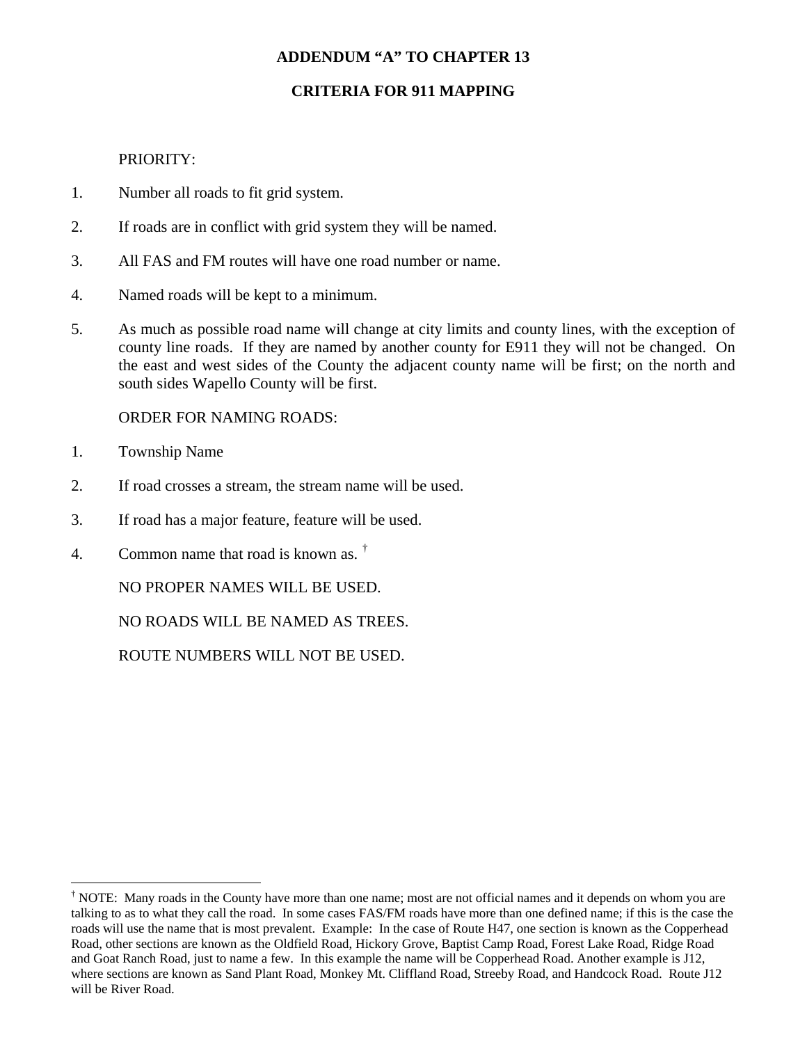# ADDENDUM "A" TO CHAPTER 13

## CRITERIA FOR 911 MAPPING

PRIORITY:

1. Number all roads to fit grid system.
2. If roads are in conflict with grid system they will be named.
3. All FAS and FM routes will have one road number or name.
4. Named roads will be kept to a minimum.
5. As much as possible road name will change at city limits and county lines, with the exception of county line roads. If they are named by another county for E911 they will not be changed. On the east and west sides of the County the adjacent county name will be first; on the north and south sides Wapello County will be first.

ORDER FOR NAMING ROADS:

1. Township Name
2. If road crosses a stream, the stream name will be used.
3. If road has a major feature, feature will be used.
4. Common name that road is known as. [†]

NO PROPER NAMES WILL BE USED.

NO ROADS WILL BE NAMED AS TREES.

ROUTE NUMBERS WILL NOT BE USED.

---

[†] NOTE: Many roads in the County have more than one name; most are not official names and it depends on whom you are talking to as to what they call the road. In some cases FAS/FM roads have more than one defined name; if this is the case the roads will use the name that is most prevalent. Example: In the case of Route H47, one section is known as the Copperhead Road, other sections are known as the Oldfield Road, Hickory Grove, Baptist Camp Road, Forest Lake Road, Ridge Road and Goat Ranch Road, just to name a few. In this example the name will be Copperhead Road. Another example is J12, where sections are known as Sand Plant Road, Monkey Mt. Cliffland Road, Streeby Road, and Handcock Road. Route J12 will be River Road.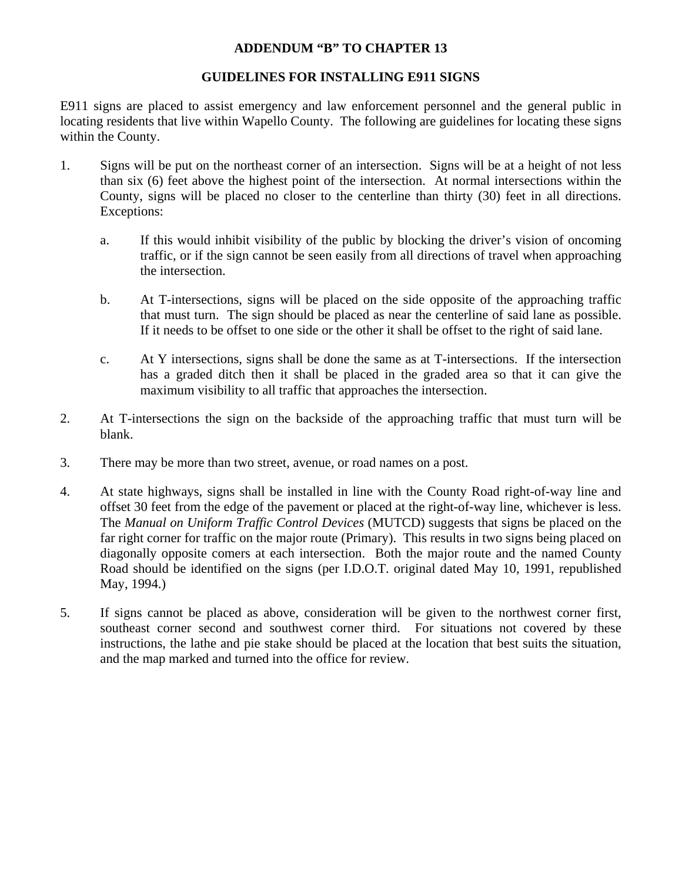**ADDENDUM "B" TO CHAPTER 13**

**GUIDELINES FOR INSTALLING E911 SIGNS**

E911 signs are placed to assist emergency and law enforcement personnel and the general public in locating residents that live within Wapello County. The following are guidelines for locating these signs within the County.

1. Signs will be put on the northeast corner of an intersection. Signs will be at a height of not less than six (6) feet above the highest point of the intersection. At normal intersections within the County, signs will be placed no closer to the centerline than thirty (30) feet in all directions. Exceptions:

   a. If this would inhibit visibility of the public by blocking the driver's vision of oncoming traffic, or if the sign cannot be seen easily from all directions of travel when approaching the intersection.

   b. At T-intersections, signs will be placed on the side opposite of the approaching traffic that must turn. The sign should be placed as near the centerline of said lane as possible. If it needs to be offset to one side or the other it shall be offset to the right of said lane.

   c. At Y intersections, signs shall be done the same as at T-intersections. If the intersection has a graded ditch then it shall be placed in the graded area so that it can give the maximum visibility to all traffic that approaches the intersection.

2. At T-intersections the sign on the backside of the approaching traffic that must turn will be blank.

3. There may be more than two street, avenue, or road names on a post.

4. At state highways, signs shall be installed in line with the County Road right-of-way line and offset 30 feet from the edge of the pavement or placed at the right-of-way line, whichever is less. The *Manual on Uniform Traffic Control Devices* (MUTCD) suggests that signs be placed on the far right corner for traffic on the major route (Primary). This results in two signs being placed on diagonally opposite comers at each intersection. Both the major route and the named County Road should be identified on the signs (per I.D.O.T. original dated May 10, 1991, republished May, 1994.)

5. If signs cannot be placed as above, consideration will be given to the northwest corner first, southeast corner second and southwest corner third. For situations not covered by these instructions, the lathe and pie stake should be placed at the location that best suits the situation, and the map marked and turned into the office for review.